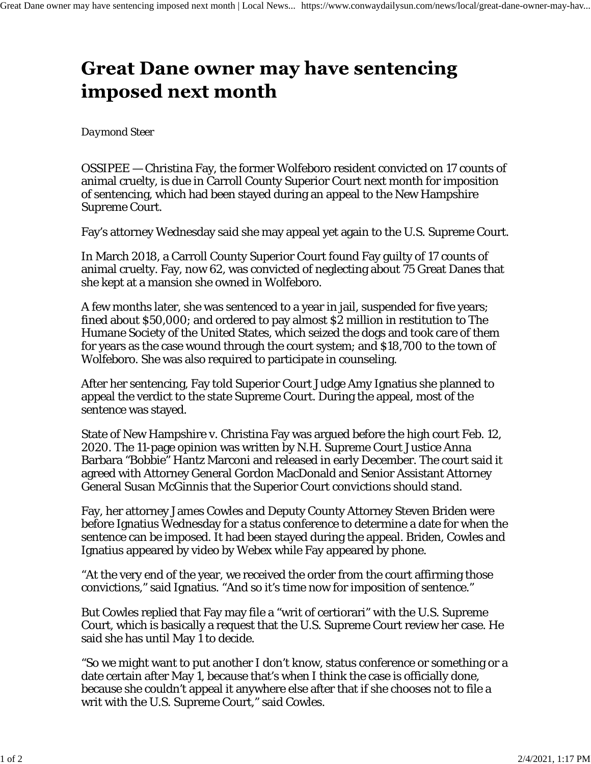# Great Dane owner may have sentencing imposed next month

Daymond Steer

OSSIPEE — Christina Fay, the former Wolfeboro resident convicted on 17 counts of animal cruelty, is due in Carroll County Superior Court next month for imposition of sentencing, which had been stayed during an appeal to the New Hampshire Supreme Court.

Fay's attorney Wednesday said she may appeal yet again to the U.S. Supreme Court.

In March 2018, a Carroll County Superior Court found Fay guilty of 17 counts of animal cruelty. Fay, now 62, was convicted of neglecting about 75 Great Danes that she kept at a mansion she owned in Wolfeboro.

A few months later, she was sentenced to a year in jail, suspended for five years; fined about $50,000; and ordered to pay almost $2 million in restitution to The Humane Society of the United States, which seized the dogs and took care of them for years as the case wound through the court system; and $18,700 to the town of Wolfeboro. She was also required to participate in counseling.

After her sentencing, Fay told Superior Court Judge Amy Ignatius she planned to appeal the verdict to the state Supreme Court. During the appeal, most of the sentence was stayed.

State of New Hampshire v. Christina Fay was argued before the high court Feb. 12, 2020. The 11-page opinion was written by N.H. Supreme Court Justice Anna Barbara "Bobbie" Hantz Marconi and released in early December. The court said it agreed with Attorney General Gordon MacDonald and Senior Assistant Attorney General Susan McGinnis that the Superior Court convictions should stand.

Fay, her attorney James Cowles and Deputy County Attorney Steven Briden were before Ignatius Wednesday for a status conference to determine a date for when the sentence can be imposed. It had been stayed during the appeal. Briden, Cowles and Ignatius appeared by video by Webex while Fay appeared by phone.

"At the very end of the year, we received the order from the court affirming those convictions," said Ignatius. "And so it's time now for imposition of sentence."

But Cowles replied that Fay may file a "writ of certiorari" with the U.S. Supreme Court, which is basically a request that the U.S. Supreme Court review her case. He said she has until May 1 to decide.

"So we might want to put another I don't know, status conference or something or a date certain after May 1, because that's when I think the case is officially done, because she couldn't appeal it anywhere else after that if she chooses not to file a writ with the U.S. Supreme Court," said Cowles.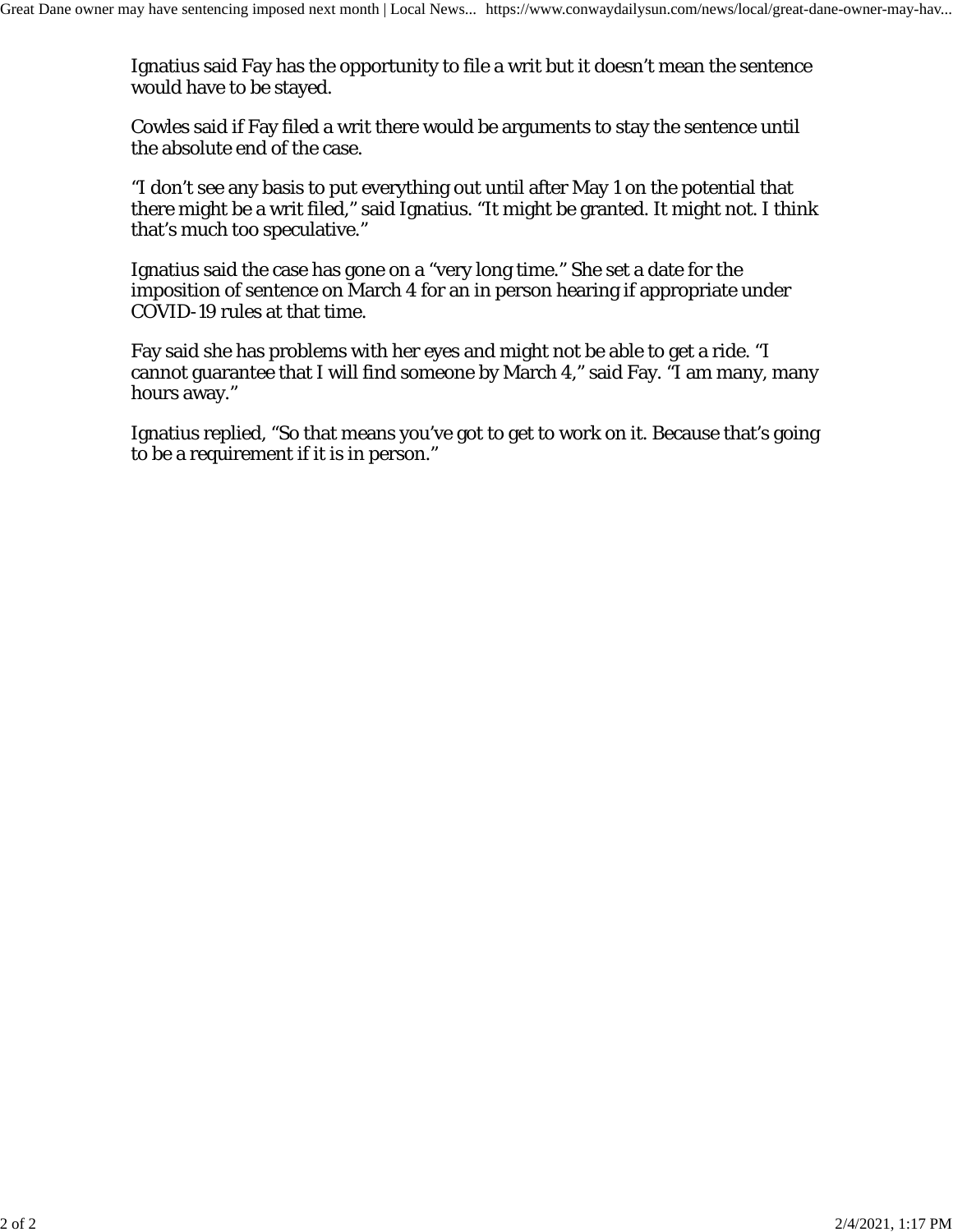Ignatius said Fay has the opportunity to file a writ but it doesn't mean the sentence would have to be stayed.

Cowles said if Fay filed a writ there would be arguments to stay the sentence until the absolute end of the case.

"I don't see any basis to put everything out until after May 1 on the potential that there might be a writ filed," said Ignatius. "It might be granted. It might not. I think that's much too speculative."

Ignatius said the case has gone on a "very long time." She set a date for the imposition of sentence on March 4 for an in person hearing if appropriate under COVID-19 rules at that time.

Fay said she has problems with her eyes and might not be able to get a ride. "I cannot guarantee that I will find someone by March 4," said Fay. "I am many, many hours away."

Ignatius replied, "So that means you've got to get to work on it. Because that's going to be a requirement if it is in person."